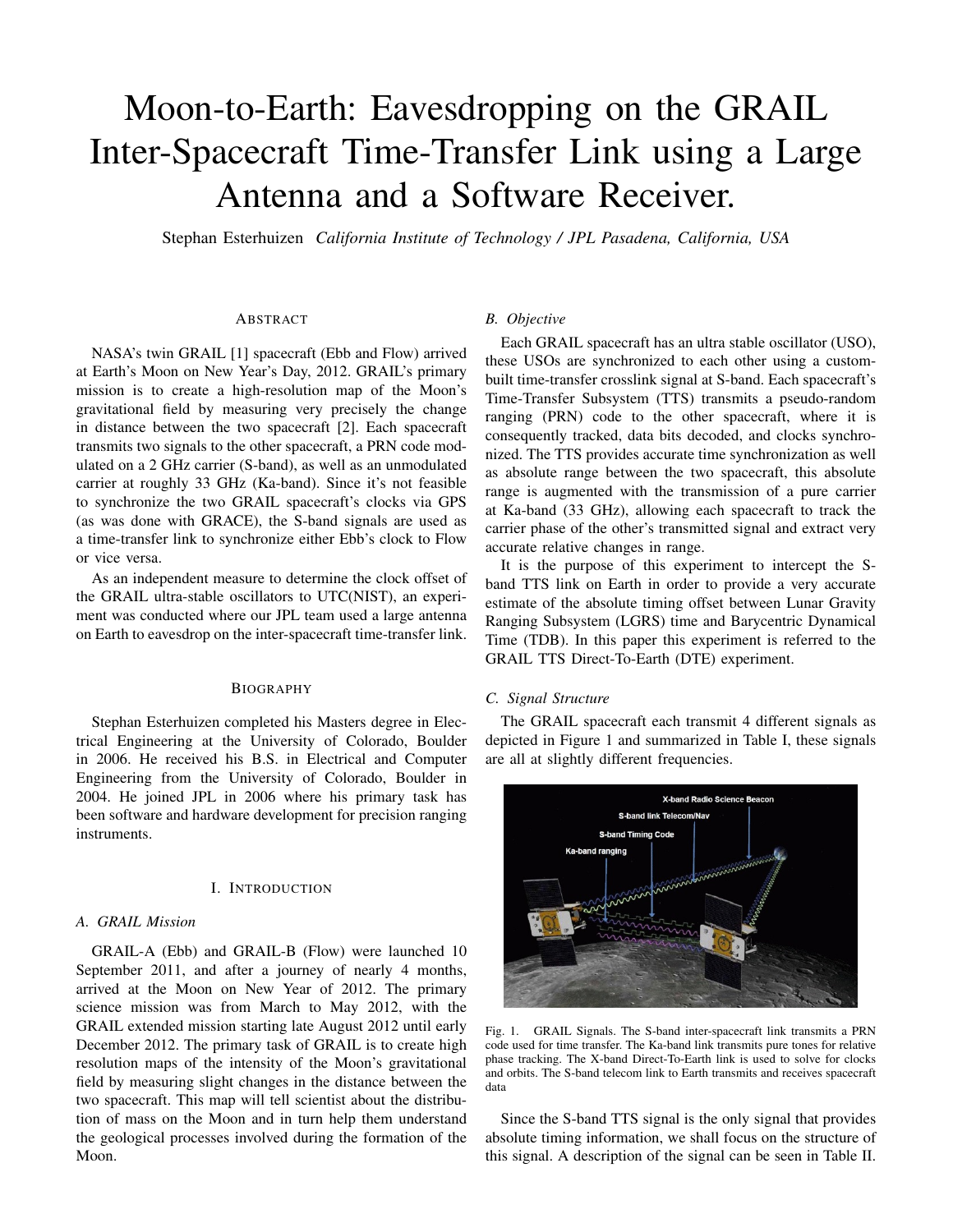# Moon-to-Earth: Eavesdropping on the GRAIL Inter-Spacecraft Time-Transfer Link using a Large Antenna and a Software Receiver.

Stephan Esterhuizen *California Institute of Technology / JPL Pasadena, California, USA*

## Abstract

NASA's twin GRAIL [1] spacecraft (Ebb and Flow) arrived at Earth's Moon on New Year's Day, 2012. GRAIL's primary mission is to create a high-resolution map of the Moon's gravitational field by measuring very precisely the change in distance between the two spacecraft [2]. Each spacecraft transmits two signals to the other spacecraft, a PRN code modulated on a 2 GHz carrier (S-band), as well as an unmodulated carrier at roughly 33 GHz (Ka-band). Since it's not feasible to synchronize the two GRAIL spacecraft's clocks via GPS (as was done with GRACE), the S-band signals are used as a time-transfer link to synchronize either Ebb's clock to Flow or vice versa.

As an independent measure to determine the clock offset of the GRAIL ultra-stable oscillators to UTC(NIST), an experiment was conducted where our JPL team used a large antenna on Earth to eavesdrop on the inter-spacecraft time-transfer link.

## Biography

Stephan Esterhuizen completed his Masters degree in Electrical Engineering at the University of Colorado, Boulder in 2006. He received his B.S. in Electrical and Computer Engineering from the University of Colorado, Boulder in 2004. He joined JPL in 2006 where his primary task has been software and hardware development for precision ranging instruments.

## I. Introduction

### A. GRAIL Mission

GRAIL-A (Ebb) and GRAIL-B (Flow) were launched 10 September 2011, and after a journey of nearly 4 months, arrived at the Moon on New Year of 2012. The primary science mission was from March to May 2012, with the GRAIL extended mission starting late August 2012 until early December 2012. The primary task of GRAIL is to create high resolution maps of the intensity of the Moon's gravitational field by measuring slight changes in the distance between the two spacecraft. This map will tell scientist about the distribution of mass on the Moon and in turn help them understand the geological processes involved during the formation of the Moon.

### B. Objective

Each GRAIL spacecraft has an ultra stable oscillator (USO), these USOs are synchronized to each other using a custom-built time-transfer crosslink signal at S-band. Each spacecraft's Time-Transfer Subsystem (TTS) transmits a pseudo-random ranging (PRN) code to the other spacecraft, where it is consequently tracked, data bits decoded, and clocks synchronized. The TTS provides accurate time synchronization as well as absolute range between the two spacecraft, this absolute range is augmented with the transmission of a pure carrier at Ka-band (33 GHz), allowing each spacecraft to track the carrier phase of the other's transmitted signal and extract very accurate relative changes in range.

It is the purpose of this experiment to intercept the S-band TTS link on Earth in order to provide a very accurate estimate of the absolute timing offset between Lunar Gravity Ranging Subsystem (LGRS) time and Barycentric Dynamical Time (TDB). In this paper this experiment is referred to the GRAIL TTS Direct-To-Earth (DTE) experiment.

### C. Signal Structure

The GRAIL spacecraft each transmit 4 different signals as depicted in Figure 1 and summarized in Table I, these signals are all at slightly different frequencies.

Fig. 1. GRAIL Signals. The S-band inter-spacecraft link transmits a PRN code used for time transfer. The Ka-band link transmits pure tones for relative phase tracking. The X-band Direct-To-Earth link is used to solve for clocks and orbits. The S-band telecom link to Earth transmits and receives spacecraft data

Since the S-band TTS signal is the only signal that provides absolute timing information, we shall focus on the structure of this signal. A description of the signal can be seen in Table II.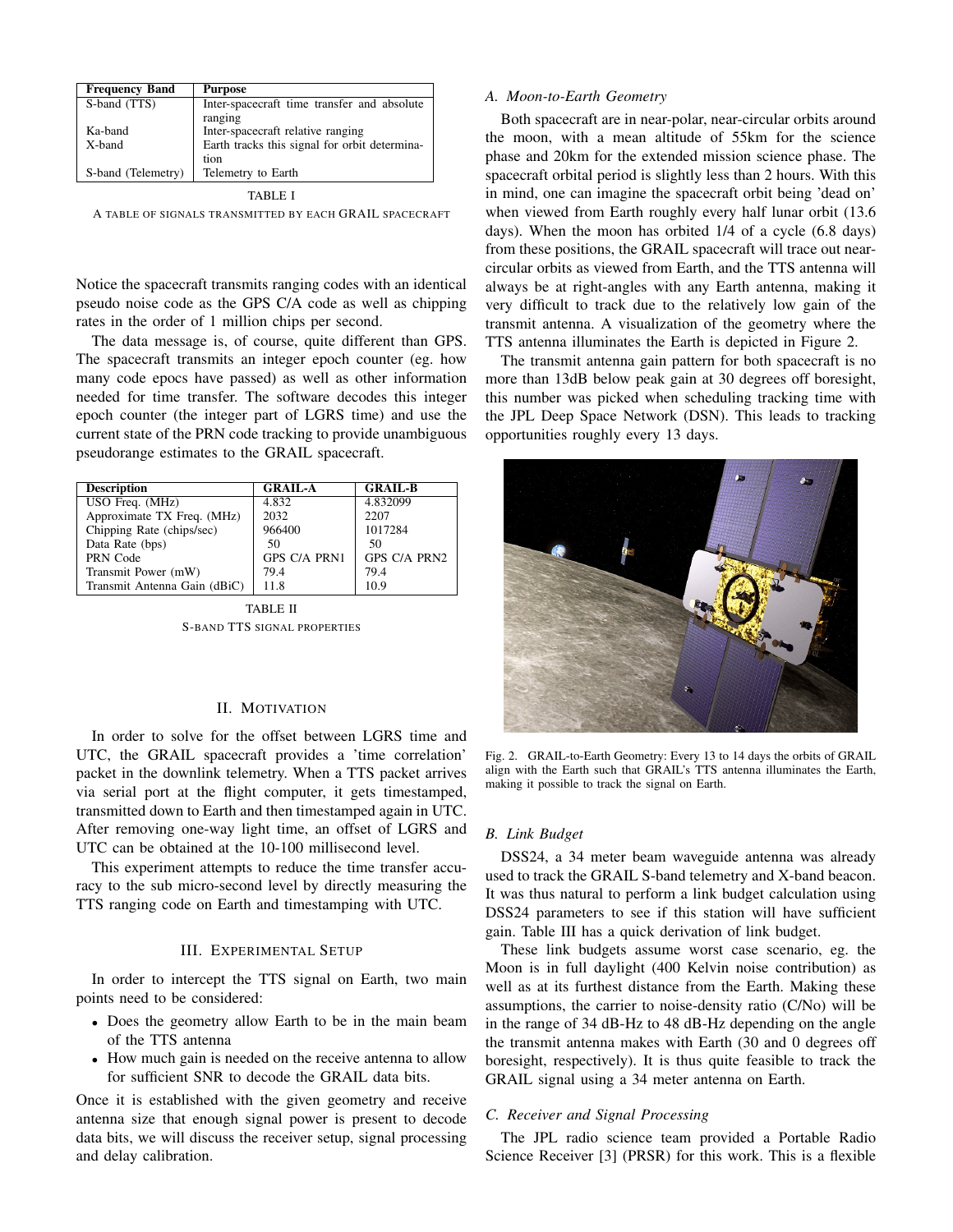| Frequency Band | Purpose |
|---|---|
| S-band (TTS) | Inter-spacecraft time transfer and absolute ranging |
| Ka-band | Inter-spacecraft relative ranging |
| X-band | Earth tracks this signal for orbit determination |
| S-band (Telemetry) | Telemetry to Earth |

TABLE I
A TABLE OF SIGNALS TRANSMITTED BY EACH GRAIL SPACECRAFT

Notice the spacecraft transmits ranging codes with an identical pseudo noise code as the GPS C/A code as well as chipping rates in the order of 1 million chips per second.

The data message is, of course, quite different than GPS. The spacecraft transmits an integer epoch counter (eg. how many code epocs have passed) as well as other information needed for time transfer. The software decodes this integer epoch counter (the integer part of LGRS time) and use the current state of the PRN code tracking to provide unambiguous pseudorange estimates to the GRAIL spacecraft.

| Description | GRAIL-A | GRAIL-B |
|---|---|---|
| USO Freq. (MHz) | 4.832 | 4.832099 |
| Approximate TX Freq. (MHz) | 2032 | 2207 |
| Chipping Rate (chips/sec) | 966400 | 1017284 |
| Data Rate (bps) | 50 | 50 |
| PRN Code | GPS C/A PRN1 | GPS C/A PRN2 |
| Transmit Power (mW) | 79.4 | 79.4 |
| Transmit Antenna Gain (dBiC) | 11.8 | 10.9 |

TABLE II
S-BAND TTS SIGNAL PROPERTIES

## II. MOTIVATION

In order to solve for the offset between LGRS time and UTC, the GRAIL spacecraft provides a 'time correlation' packet in the downlink telemetry. When a TTS packet arrives via serial port at the flight computer, it gets timestamped, transmitted down to Earth and then timestamped again in UTC. After removing one-way light time, an offset of LGRS and UTC can be obtained at the 10-100 millisecond level.

This experiment attempts to reduce the time transfer accuracy to the sub micro-second level by directly measuring the TTS ranging code on Earth and timestamping with UTC.

## III. EXPERIMENTAL SETUP

In order to intercept the TTS signal on Earth, two main points need to be considered:

- Does the geometry allow Earth to be in the main beam of the TTS antenna
- How much gain is needed on the receive antenna to allow for sufficient SNR to decode the GRAIL data bits.

Once it is established with the given geometry and receive antenna size that enough signal power is present to decode data bits, we will discuss the receiver setup, signal processing and delay calibration.

### A. Moon-to-Earth Geometry

Both spacecraft are in near-polar, near-circular orbits around the moon, with a mean altitude of 55km for the science phase and 20km for the extended mission science phase. The spacecraft orbital period is slightly less than 2 hours. With this in mind, one can imagine the spacecraft orbit being 'dead on' when viewed from Earth roughly every half lunar orbit (13.6 days). When the moon has orbited 1/4 of a cycle (6.8 days) from these positions, the GRAIL spacecraft will trace out near-circular orbits as viewed from Earth, and the TTS antenna will always be at right-angles with any Earth antenna, making it very difficult to track due to the relatively low gain of the transmit antenna. A visualization of the geometry where the TTS antenna illuminates the Earth is depicted in Figure 2.

The transmit antenna gain pattern for both spacecraft is no more than 13dB below peak gain at 30 degrees off boresight, this number was picked when scheduling tracking time with the JPL Deep Space Network (DSN). This leads to tracking opportunities roughly every 13 days.

Fig. 2. GRAIL-to-Earth Geometry: Every 13 to 14 days the orbits of GRAIL align with the Earth such that GRAIL's TTS antenna illuminates the Earth, making it possible to track the signal on Earth.

### B. Link Budget

DSS24, a 34 meter beam waveguide antenna was already used to track the GRAIL S-band telemetry and X-band beacon. It was thus natural to perform a link budget calculation using DSS24 parameters to see if this station will have sufficient gain. Table III has a quick derivation of link budget.

These link budgets assume worst case scenario, eg. the Moon is in full daylight (400 Kelvin noise contribution) as well as at its furthest distance from the Earth. Making these assumptions, the carrier to noise-density ratio (C/No) will be in the range of 34 dB-Hz to 48 dB-Hz depending on the angle the transmit antenna makes with Earth (30 and 0 degrees off boresight, respectively). It is thus quite feasible to track the GRAIL signal using a 34 meter antenna on Earth.

### C. Receiver and Signal Processing

The JPL radio science team provided a Portable Radio Science Receiver [3] (PRSR) for this work. This is a flexible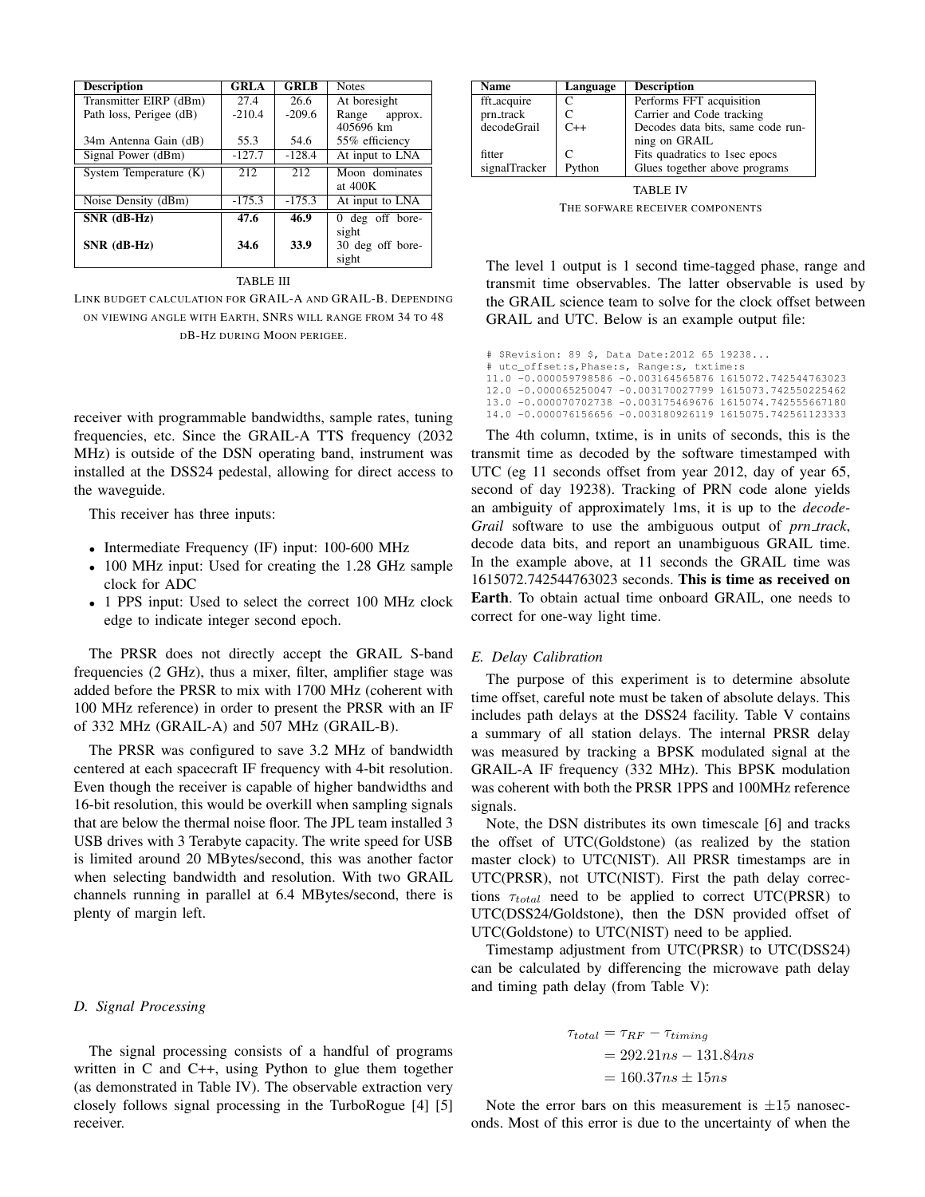| Description | GRLA | GRLB | Notes |
|---|---|---|---|
| Transmitter EIRP (dBm) | 27.4 | 26.6 | At boresight |
| Path loss, Perigee (dB) | -210.4 | -209.6 | Range approx. 405696 km |
| 34m Antenna Gain (dB) | 55.3 | 54.6 | 55% efficiency |
| Signal Power (dBm) | -127.7 | -128.4 | At input to LNA |
| System Temperature (K) | 212 | 212 | Moon dominates at 400K |
| Noise Density (dBm) | -175.3 | -175.3 | At input to LNA |
| **SNR (dB-Hz)** | **47.6** | **46.9** | 0 deg off boresight |
| **SNR (dB-Hz)** | **34.6** | **33.9** | 30 deg off boresight |

TABLE III

LINK BUDGET CALCULATION FOR GRAIL-A AND GRAIL-B. DEPENDING ON VIEWING ANGLE WITH EARTH, SNRS WILL RANGE FROM 34 TO 48 DB-HZ DURING MOON PERIGEE.

receiver with programmable bandwidths, sample rates, tuning frequencies, etc. Since the GRAIL-A TTS frequency (2032 MHz) is outside of the DSN operating band, instrument was installed at the DSS24 pedestal, allowing for direct access to the waveguide.

This receiver has three inputs:

- Intermediate Frequency (IF) input: 100-600 MHz
- 100 MHz input: Used for creating the 1.28 GHz sample clock for ADC
- 1 PPS input: Used to select the correct 100 MHz clock edge to indicate integer second epoch.

The PRSR does not directly accept the GRAIL S-band frequencies (2 GHz), thus a mixer, filter, amplifier stage was added before the PRSR to mix with 1700 MHz (coherent with 100 MHz reference) in order to present the PRSR with an IF of 332 MHz (GRAIL-A) and 507 MHz (GRAIL-B).

The PRSR was configured to save 3.2 MHz of bandwidth centered at each spacecraft IF frequency with 4-bit resolution. Even though the receiver is capable of higher bandwidths and 16-bit resolution, this would be overkill when sampling signals that are below the thermal noise floor. The JPL team installed 3 USB drives with 3 Terabyte capacity. The write speed for USB is limited around 20 MBytes/second, this was another factor when selecting bandwidth and resolution. With two GRAIL channels running in parallel at 6.4 MBytes/second, there is plenty of margin left.

### D. Signal Processing

The signal processing consists of a handful of programs written in C and C++, using Python to glue them together (as demonstrated in Table IV). The observable extraction very closely follows signal processing in the TurboRogue [4] [5] receiver.

| Name | Language | Description |
|---|---|---|
| fft_acquire | C | Performs FFT acquisition |
| prn_track | C | Carrier and Code tracking |
| decodeGrail | C++ | Decodes data bits, same code running on GRAIL |
| fitter | C | Fits quadratics to 1sec epocs |
| signalTracker | Python | Glues together above programs |

TABLE IV

THE SOFWARE RECEIVER COMPONENTS

The level 1 output is 1 second time-tagged phase, range and transmit time observables. The latter observable is used by the GRAIL science team to solve for the clock offset between GRAIL and UTC. Below is an example output file:

```
# $Revision: 89 $, Data Date:2012 65 19238...
# utc_offset:s,Phase:s, Range:s, txtime:s
11.0 -0.000059798586 -0.003164565876 1615072.742544763023
12.0 -0.000065250047 -0.003170027799 1615073.742550225462
13.0 -0.000070702738 -0.003175469676 1615074.742555667180
14.0 -0.000076156656 -0.003180926119 1615075.742561123333
```

The 4th column, txtime, is in units of seconds, this is the transmit time as decoded by the software timestamped with UTC (eg 11 seconds offset from year 2012, day of year 65, second of day 19238). Tracking of PRN code alone yields an ambiguity of approximately 1ms, it is up to the *decodeGrail* software to use the ambiguous output of *prn_track*, decode data bits, and report an unambiguous GRAIL time. In the example above, at 11 seconds the GRAIL time was 1615072.742544763023 seconds. **This is time as received on Earth**. To obtain actual time onboard GRAIL, one needs to correct for one-way light time.

### E. Delay Calibration

The purpose of this experiment is to determine absolute time offset, careful note must be taken of absolute delays. This includes path delays at the DSS24 facility. Table V contains a summary of all station delays. The internal PRSR delay was measured by tracking a BPSK modulated signal at the GRAIL-A IF frequency (332 MHz). This BPSK modulation was coherent with both the PRSR 1PPS and 100MHz reference signals.

Note, the DSN distributes its own timescale [6] and tracks the offset of UTC(Goldstone) (as realized by the station master clock) to UTC(NIST). All PRSR timestamps are in UTC(PRSR), not UTC(NIST). First the path delay corrections $\tau_{total}$ need to be applied to correct UTC(PRSR) to UTC(DSS24/Goldstone), then the DSN provided offset of UTC(Goldstone) to UTC(NIST) need to be applied.

Timestamp adjustment from UTC(PRSR) to UTC(DSS24) can be calculated by differencing the microwave path delay and timing path delay (from Table V):

$$
\begin{aligned}
\tau_{total} &= \tau_{RF} - \tau_{timing} \\
&= 292.21ns - 131.84ns \\
&= 160.37ns \pm 15ns
\end{aligned}
$$

Note the error bars on this measurement is ±15 nanoseconds. Most of this error is due to the uncertainty of when the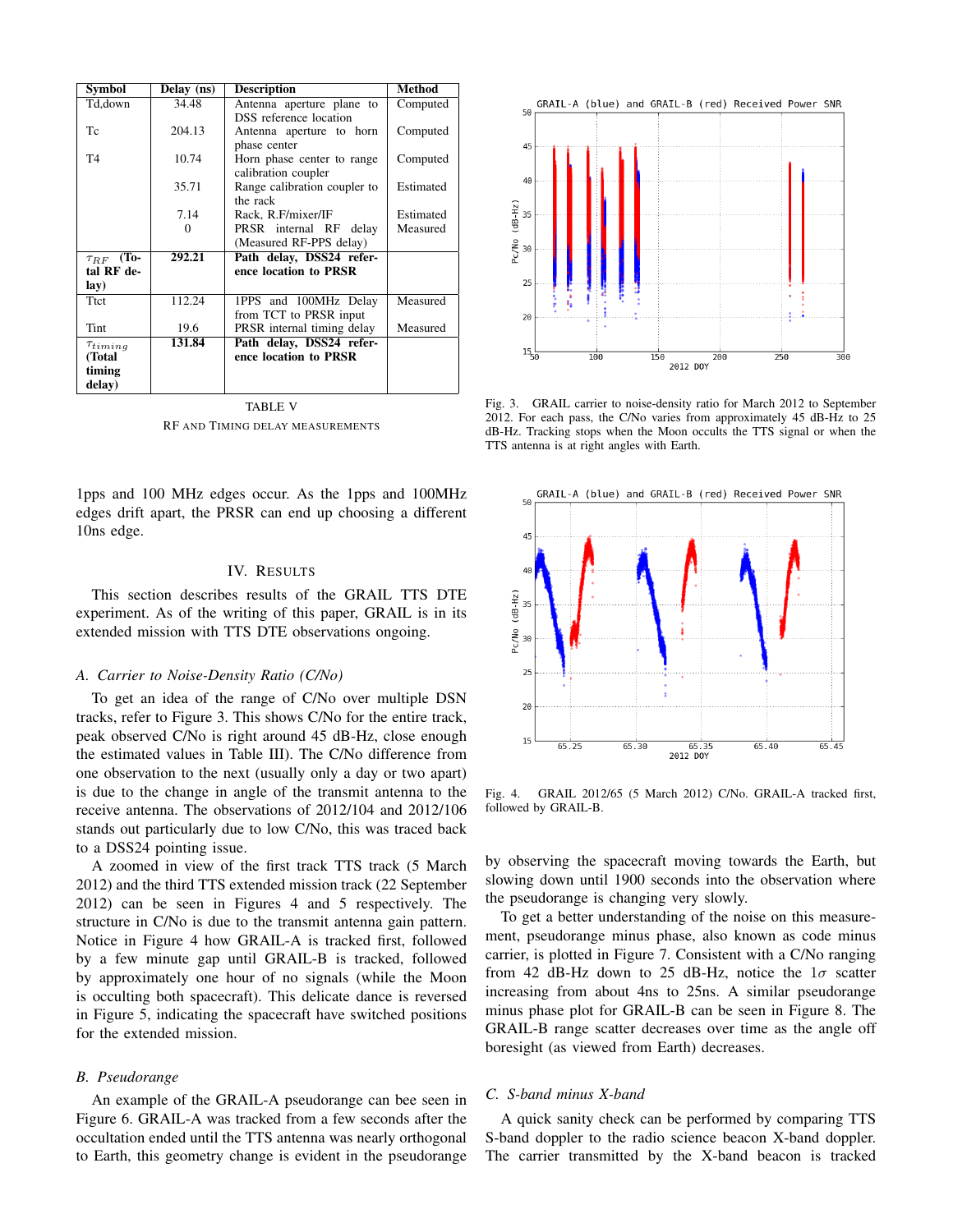| Symbol | Delay (ns) | Description | Method |
|---|---|---|---|
| Td,down | 34.48 | Antenna aperture plane to DSS reference location | Computed |
| Tc | 204.13 | Antenna aperture to horn phase center | Computed |
| T4 | 10.74 | Horn phase center to range calibration coupler | Computed |
| | 35.71 | Range calibration coupler to the rack | Estimated |
| | 7.14 | Rack, R.F/mixer/IF | Estimated |
| | 0 | PRSR internal RF delay (Measured RF-PPS delay) | Measured |
| **$\tau_{RF}$ (Total RF delay)** | **292.21** | **Path delay, DSS24 reference location to PRSR** | |
| Ttct | 112.24 | 1PPS and 100MHz Delay from TCT to PRSR input | Measured |
| Tint | 19.6 | PRSR internal timing delay | Measured |
| **$\tau_{timing}$ (Total timing delay)** | **131.84** | **Path delay, DSS24 reference location to PRSR** | |

TABLE V

RF AND TIMING DELAY MEASUREMENTS

1pps and 100 MHz edges occur. As the 1pps and 100MHz edges drift apart, the PRSR can end up choosing a different 10ns edge.

## IV. RESULTS

This section describes results of the GRAIL TTS DTE experiment. As of the writing of this paper, GRAIL is in its extended mission with TTS DTE observations ongoing.

### *A. Carrier to Noise-Density Ratio (C/No)*

To get an idea of the range of C/No over multiple DSN tracks, refer to Figure 3. This shows C/No for the entire track, peak observed C/No is right around 45 dB-Hz, close enough the estimated values in Table III). The C/No difference from one observation to the next (usually only a day or two apart) is due to the change in angle of the transmit antenna to the receive antenna. The observations of 2012/104 and 2012/106 stands out particularly due to low C/No, this was traced back to a DSS24 pointing issue.

A zoomed in view of the first track TTS track (5 March 2012) and the third TTS extended mission track (22 September 2012) can be seen in Figures 4 and 5 respectively. The structure in C/No is due to the transmit antenna gain pattern. Notice in Figure 4 how GRAIL-A is tracked first, followed by a few minute gap until GRAIL-B is tracked, followed by approximately one hour of no signals (while the Moon is occulting both spacecraft). This delicate dance is reversed in Figure 5, indicating the spacecraft have switched positions for the extended mission.

### *B. Pseudorange*

An example of the GRAIL-A pseudorange can bee seen in Figure 6. GRAIL-A was tracked from a few seconds after the occultation ended until the TTS antenna was nearly orthogonal to Earth, this geometry change is evident in the pseudorange by observing the spacecraft moving towards the Earth, but slowing down until 1900 seconds into the observation where the pseudorange is changing very slowly.

To get a better understanding of the noise on this measurement, pseudorange minus phase, also known as code minus carrier, is plotted in Figure 7. Consistent with a C/No ranging from 42 dB-Hz down to 25 dB-Hz, notice the $1\sigma$ scatter increasing from about 4ns to 25ns. A similar pseudorange minus phase plot for GRAIL-B can be seen in Figure 8. The GRAIL-B range scatter decreases over time as the angle off boresight (as viewed from Earth) decreases.

### *C. S-band minus X-band*

A quick sanity check can be performed by comparing TTS S-band doppler to the radio science beacon X-band doppler. The carrier transmitted by the X-band beacon is tracked

Fig. 3. GRAIL carrier to noise-density ratio for March 2012 to September 2012. For each pass, the C/No varies from approximately 45 dB-Hz to 25 dB-Hz. Tracking stops when the Moon occults the TTS signal or when the TTS antenna is at right angles with Earth.

Fig. 4. GRAIL 2012/65 (5 March 2012) C/No. GRAIL-A tracked first, followed by GRAIL-B.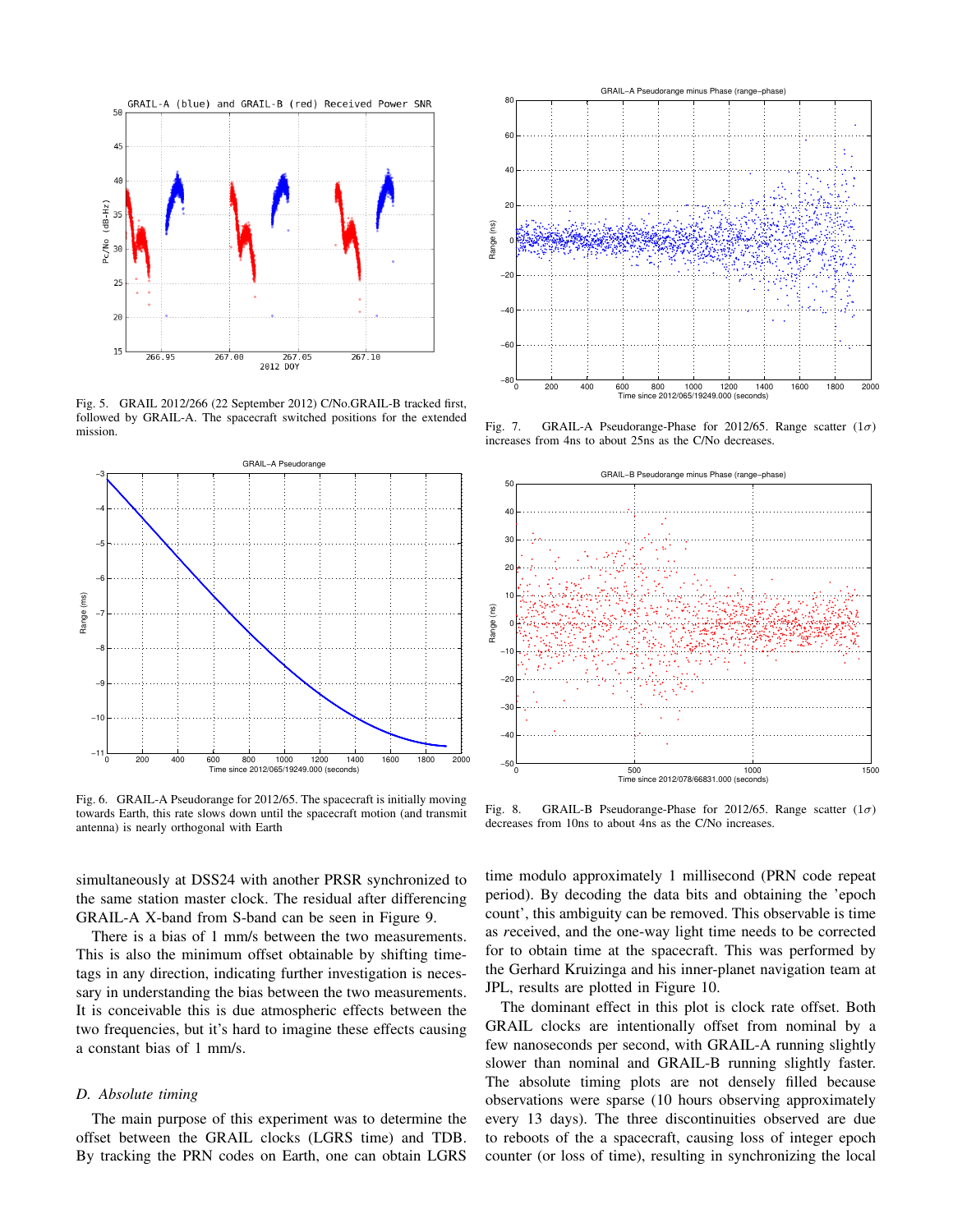Fig. 5. GRAIL 2012/266 (22 September 2012) C/No.GRAIL-B tracked first, followed by GRAIL-A. The spacecraft switched positions for the extended mission.

Fig. 6. GRAIL-A Pseudorange for 2012/65. The spacecraft is initially moving towards Earth, this rate slows down until the spacecraft motion (and transmit antenna) is nearly orthogonal with Earth

Fig. 7. GRAIL-A Pseudorange-Phase for 2012/65. Range scatter ($1\sigma$) increases from 4ns to about 25ns as the C/No decreases.

Fig. 8. GRAIL-B Pseudorange-Phase for 2012/65. Range scatter ($1\sigma$) decreases from 10ns to about 4ns as the C/No increases.

simultaneously at DSS24 with another PRSR synchronized to the same station master clock. The residual after differencing GRAIL-A X-band from S-band can be seen in Figure 9.

There is a bias of 1 mm/s between the two measurements. This is also the minimum offset obtainable by shifting time-tags in any direction, indicating further investigation is necessary in understanding the bias between the two measurements. It is conceivable this is due atmospheric effects between the two frequencies, but it's hard to imagine these effects causing a constant bias of 1 mm/s.

### D. Absolute timing

The main purpose of this experiment was to determine the offset between the GRAIL clocks (LGRS time) and TDB. By tracking the PRN codes on Earth, one can obtain LGRS time modulo approximately 1 millisecond (PRN code repeat period). By decoding the data bits and obtaining the 'epoch count', this ambiguity can be removed. This observable is time as *r*eceived, and the one-way light time needs to be corrected for to obtain time at the spacecraft. This was performed by the Gerhard Kruizinga and his inner-planet navigation team at JPL, results are plotted in Figure 10.

The dominant effect in this plot is clock rate offset. Both GRAIL clocks are intentionally offset from nominal by a few nanoseconds per second, with GRAIL-A running slightly slower than nominal and GRAIL-B running slightly faster. The absolute timing plots are not densely filled because observations were sparse (10 hours observing approximately every 13 days). The three discontinuities observed are due to reboots of the a spacecraft, causing loss of integer epoch counter (or loss of time), resulting in synchronizing the local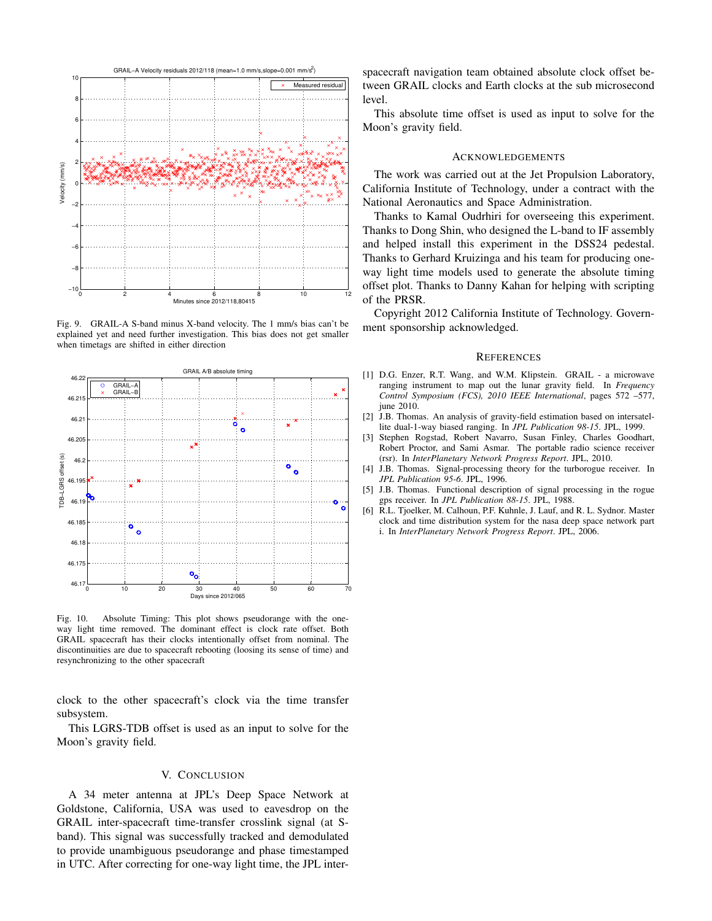GRAIL–A Velocity residuals 2012/118 (mean=1.0 mm/s,slope=0.001 mm/s$^2$)

Measured residual

Velocity (mm/s)

10
8
6
4
2
0
−2
−4
−6
−8
−10

0 2 4 6 8 10 12

Minutes since 2012/118,80415

Fig. 9. GRAIL-A S-band minus X-band velocity. The 1 mm/s bias can't be explained yet and need further investigation. This bias does not get smaller when timetags are shifted in either direction

GRAIL A/B absolute timing

GRAIL–A
GRAIL–B

TDB–LGRS offset (s)

46.22
46.215
46.21
46.205
46.2
46.195
46.19
46.185
46.18
46.175
46.17

0 10 20 30 40 50 60 70

Days since 2012/065

Fig. 10. Absolute Timing: This plot shows pseudorange with the one-way light time removed. The dominant effect is clock rate offset. Both GRAIL spacecraft has their clocks intentionally offset from nominal. The discontinuities are due to spacecraft rebooting (loosing its sense of time) and resynchronizing to the other spacecraft

clock to the other spacecraft's clock via the time transfer subsystem.

This LGRS-TDB offset is used as an input to solve for the Moon's gravity field.

## V. Conclusion

A 34 meter antenna at JPL's Deep Space Network at Goldstone, California, USA was used to eavesdrop on the GRAIL inter-spacecraft time-transfer crosslink signal (at S-band). This signal was successfully tracked and demodulated to provide unambiguous pseudorange and phase timestamped in UTC. After correcting for one-way light time, the JPL inter-spacecraft navigation team obtained absolute clock offset between GRAIL clocks and Earth clocks at the sub microsecond level.

This absolute time offset is used as input to solve for the Moon's gravity field.

## Acknowledgements

The work was carried out at the Jet Propulsion Laboratory, California Institute of Technology, under a contract with the National Aeronautics and Space Administration.

Thanks to Kamal Oudrhiri for overseeing this experiment. Thanks to Dong Shin, who designed the L-band to IF assembly and helped install this experiment in the DSS24 pedestal. Thanks to Gerhard Kruizinga and his team for producing one-way light time models used to generate the absolute timing offset plot. Thanks to Danny Kahan for helping with scripting of the PRSR.

Copyright 2012 California Institute of Technology. Government sponsorship acknowledged.

## References

[1] D.G. Enzer, R.T. Wang, and W.M. Klipstein. GRAIL - a microwave ranging instrument to map out the lunar gravity field. In *Frequency Control Symposium (FCS), 2010 IEEE International*, pages 572 –577, june 2010.

[2] J.B. Thomas. An analysis of gravity-field estimation based on intersatellite dual-1-way biased ranging. In *JPL Publication 98-15*. JPL, 1999.

[3] Stephen Rogstad, Robert Navarro, Susan Finley, Charles Goodhart, Robert Proctor, and Sami Asmar. The portable radio science receiver (rsr). In *InterPlanetary Network Progress Report*. JPL, 2010.

[4] J.B. Thomas. Signal-processing theory for the turborogue receiver. In *JPL Publication 95-6*. JPL, 1996.

[5] J.B. Thomas. Functional description of signal processing in the rogue gps receiver. In *JPL Publication 88-15*. JPL, 1988.

[6] R.L. Tjoelker, M. Calhoun, P.F. Kuhnle, J. Lauf, and R. L. Sydnor. Master clock and time distribution system for the nasa deep space network part i. In *InterPlanetary Network Progress Report*. JPL, 2006.